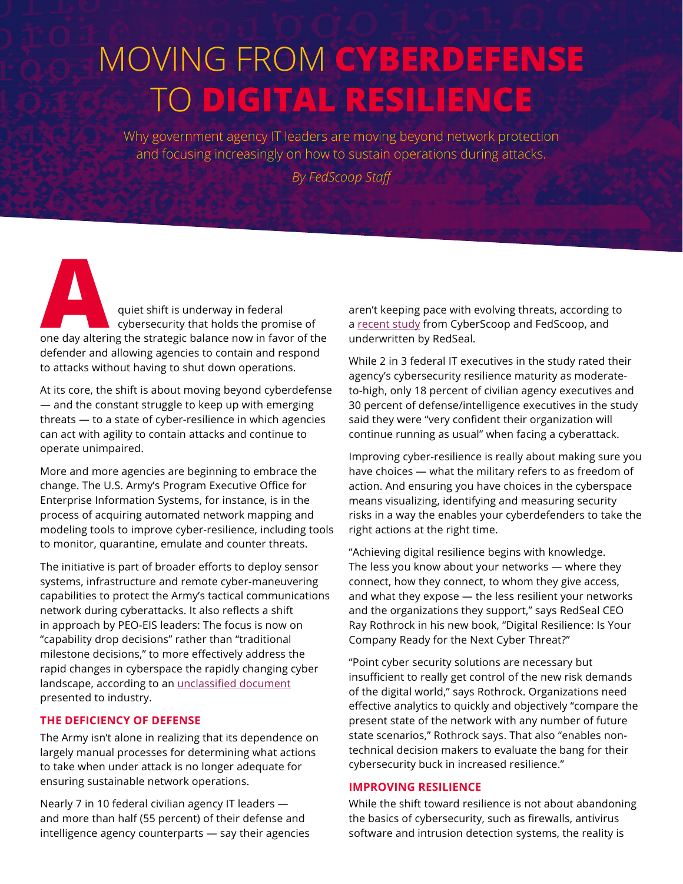# MOVING FROM **CYBERDEFENSE** TO **DIGITAL RESILIENCE**

Why government agency IT leaders are moving beyond network protection and focusing increasingly on how to sustain operations during attacks.

*By FedScoop Staff*

A quiet shift is underway in federal cybersecurity that holds the promise of one day altering the strategic balance now in favor of the defender and allowing agencies to contain and respond to attacks without having to shut down operations.

At its core, the shift is about moving beyond cyberdefense — and the constant struggle to keep up with emerging threats — to a state of cyber-resilience in which agencies can act with agility to contain attacks and continue to operate unimpaired.

More and more agencies are beginning to embrace the change. The U.S. Army's Program Executive Office for Enterprise Information Systems, for instance, is in the process of acquiring automated network mapping and modeling tools to improve cyber-resilience, including tools to monitor, quarantine, emulate and counter threats.

The initiative is part of broader efforts to deploy sensor systems, infrastructure and remote cyber-maneuvering capabilities to protect the Army's tactical communications network during cyberattacks. It also reflects a shift in approach by PEO-EIS leaders: The focus is now on "capability drop decisions" rather than "traditional milestone decisions," to more effectively address the rapid changes in cyberspace the rapidly changing cyber landscape, according to an unclassified document presented to industry.

## THE DEFICIENCY OF DEFENSE

The Army isn't alone in realizing that its dependence on largely manual processes for determining what actions to take when under attack is no longer adequate for ensuring sustainable network operations.

Nearly 7 in 10 federal civilian agency IT leaders — and more than half (55 percent) of their defense and intelligence agency counterparts — say their agencies aren't keeping pace with evolving threats, according to a recent study from CyberScoop and FedScoop, and underwritten by RedSeal.

While 2 in 3 federal IT executives in the study rated their agency's cybersecurity resilience maturity as moderate-to-high, only 18 percent of civilian agency executives and 30 percent of defense/intelligence executives in the study said they were "very confident their organization will continue running as usual" when facing a cyberattack.

Improving cyber-resilience is really about making sure you have choices — what the military refers to as freedom of action. And ensuring you have choices in the cyberspace means visualizing, identifying and measuring security risks in a way the enables your cyberdefenders to take the right actions at the right time.

"Achieving digital resilience begins with knowledge. The less you know about your networks — where they connect, how they connect, to whom they give access, and what they expose — the less resilient your networks and the organizations they support," says RedSeal CEO Ray Rothrock in his new book, "Digital Resilience: Is Your Company Ready for the Next Cyber Threat?"

"Point cyber security solutions are necessary but insufficient to really get control of the new risk demands of the digital world," says Rothrock. Organizations need effective analytics to quickly and objectively "compare the present state of the network with any number of future state scenarios," Rothrock says. That also "enables non-technical decision makers to evaluate the bang for their cybersecurity buck in increased resilience."

## IMPROVING RESILIENCE

While the shift toward resilience is not about abandoning the basics of cybersecurity, such as firewalls, antivirus software and intrusion detection systems, the reality is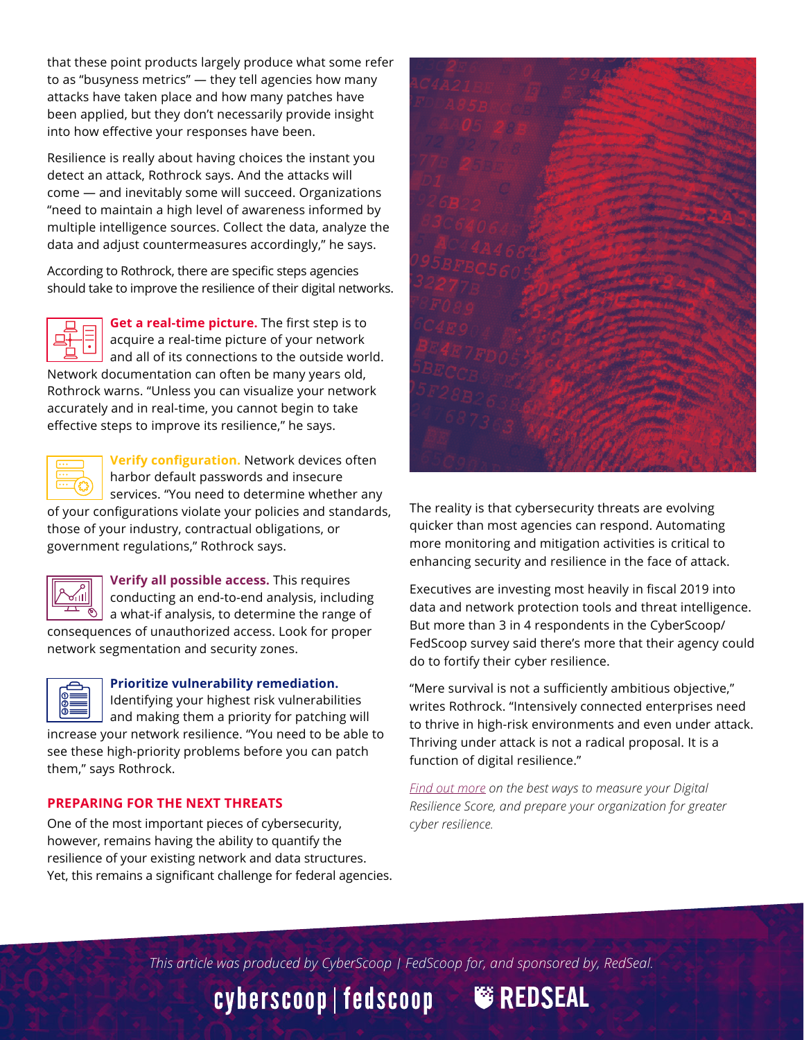that these point products largely produce what some refer to as "busyness metrics" — they tell agencies how many attacks have taken place and how many patches have been applied, but they don't necessarily provide insight into how effective your responses have been.

Resilience is really about having choices the instant you detect an attack, Rothrock says. And the attacks will come — and inevitably some will succeed. Organizations "need to maintain a high level of awareness informed by multiple intelligence sources. Collect the data, analyze the data and adjust countermeasures accordingly," he says.

According to Rothrock, there are specific steps agencies should take to improve the resilience of their digital networks.

**Get a real-time picture.** The first step is to acquire a real-time picture of your network and all of its connections to the outside world. Network documentation can often be many years old, Rothrock warns. "Unless you can visualize your network accurately and in real-time, you cannot begin to take effective steps to improve its resilience," he says.

**Verify configuration.** Network devices often harbor default passwords and insecure services. "You need to determine whether any of your configurations violate your policies and standards, those of your industry, contractual obligations, or government regulations," Rothrock says.

**Verify all possible access.** This requires conducting an end-to-end analysis, including a what-if analysis, to determine the range of consequences of unauthorized access. Look for proper network segmentation and security zones.

**Prioritize vulnerability remediation.** Identifying your highest risk vulnerabilities and making them a priority for patching will increase your network resilience. "You need to be able to see these high-priority problems before you can patch them," says Rothrock.

## PREPARING FOR THE NEXT THREATS

One of the most important pieces of cybersecurity, however, remains having the ability to quantify the resilience of your existing network and data structures. Yet, this remains a significant challenge for federal agencies.

The reality is that cybersecurity threats are evolving quicker than most agencies can respond. Automating more monitoring and mitigation activities is critical to enhancing security and resilience in the face of attack.

Executives are investing most heavily in fiscal 2019 into data and network protection tools and threat intelligence. But more than 3 in 4 respondents in the CyberScoop/FedScoop survey said there's more that their agency could do to fortify their cyber resilience.

"Mere survival is not a sufficiently ambitious objective," writes Rothrock. "Intensively connected enterprises need to thrive in high-risk environments and even under attack. Thriving under attack is not a radical proposal. It is a function of digital resilience."

*Find out more on the best ways to measure your Digital Resilience Score, and prepare your organization for greater cyber resilience.*

*This article was produced by CyberScoop | FedScoop for, and sponsored by, RedSeal.*

cyberscoop | fedscoop    REDSEAL